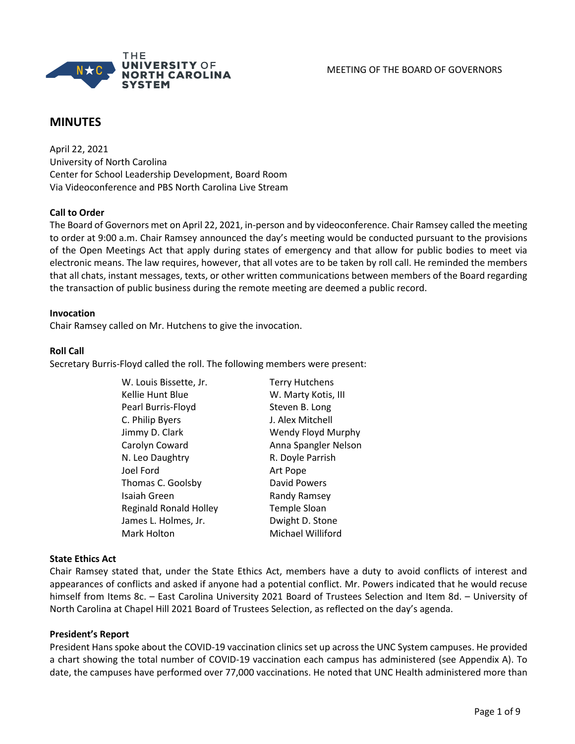MEETING OF THE BOARD OF GOVERNORS

# MINUTES

April 22, 2021
University of North Carolina
Center for School Leadership Development, Board Room
Via Videoconference and PBS North Carolina Live Stream

**Call to Order**
The Board of Governors met on April 22, 2021, in-person and by videoconference. Chair Ramsey called the meeting to order at 9:00 a.m. Chair Ramsey announced the day's meeting would be conducted pursuant to the provisions of the Open Meetings Act that apply during states of emergency and that allow for public bodies to meet via electronic means. The law requires, however, that all votes are to be taken by roll call. He reminded the members that all chats, instant messages, texts, or other written communications between members of the Board regarding the transaction of public business during the remote meeting are deemed a public record.

**Invocation**
Chair Ramsey called on Mr. Hutchens to give the invocation.

**Roll Call**
Secretary Burris-Floyd called the roll. The following members were present:

W. Louis Bissette, Jr.
Kellie Hunt Blue
Pearl Burris-Floyd
C. Philip Byers
Jimmy D. Clark
Carolyn Coward
N. Leo Daughtry
Joel Ford
Thomas C. Goolsby
Isaiah Green
Reginald Ronald Holley
James L. Holmes, Jr.
Mark Holton
Terry Hutchens
W. Marty Kotis, III
Steven B. Long
J. Alex Mitchell
Wendy Floyd Murphy
Anna Spangler Nelson
R. Doyle Parrish
Art Pope
David Powers
Randy Ramsey
Temple Sloan
Dwight D. Stone
Michael Williford

**State Ethics Act**
Chair Ramsey stated that, under the State Ethics Act, members have a duty to avoid conflicts of interest and appearances of conflicts and asked if anyone had a potential conflict. Mr. Powers indicated that he would recuse himself from Items 8c. – East Carolina University 2021 Board of Trustees Selection and Item 8d. – University of North Carolina at Chapel Hill 2021 Board of Trustees Selection, as reflected on the day's agenda.

**President's Report**
President Hans spoke about the COVID-19 vaccination clinics set up across the UNC System campuses. He provided a chart showing the total number of COVID-19 vaccination each campus has administered (see Appendix A). To date, the campuses have performed over 77,000 vaccinations. He noted that UNC Health administered more than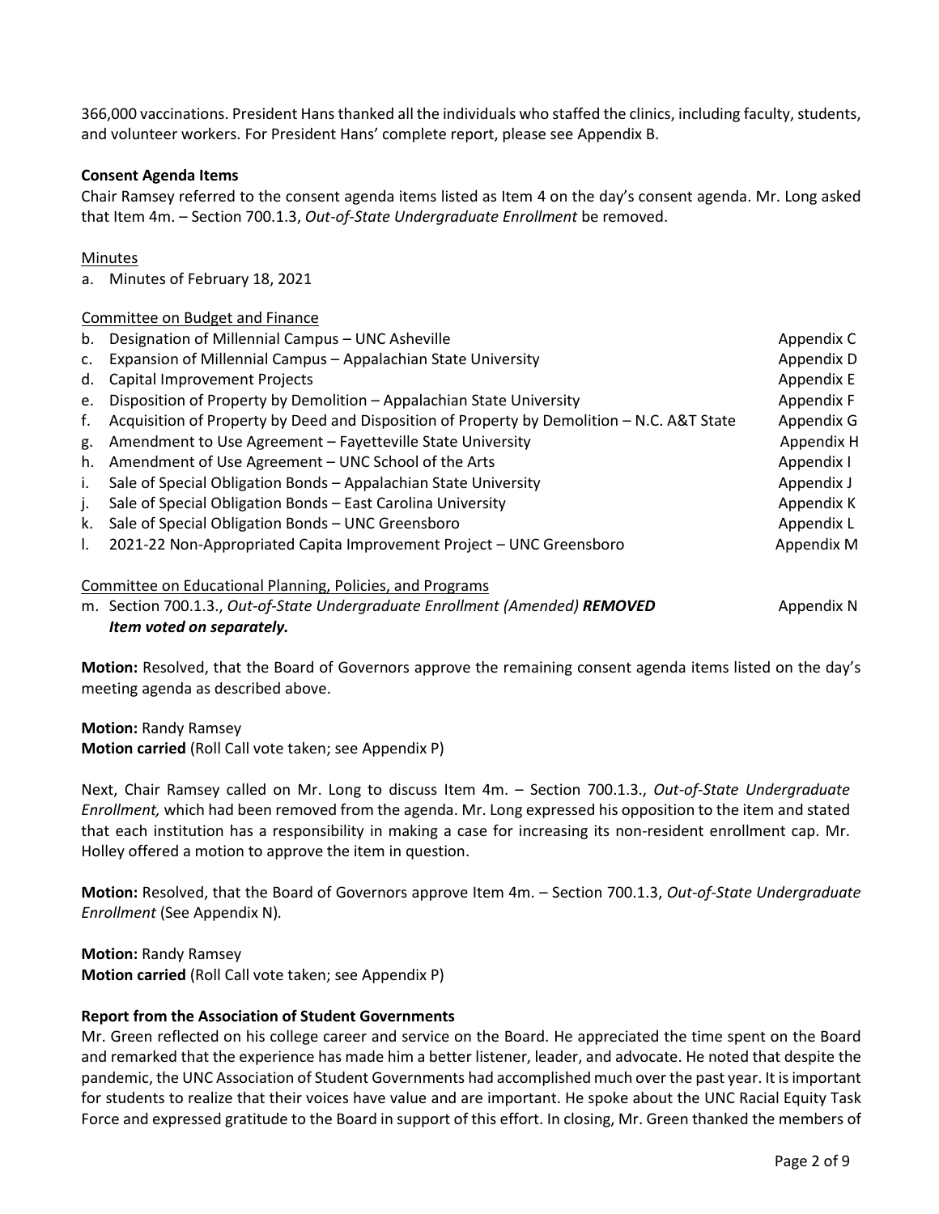366,000 vaccinations. President Hans thanked all the individuals who staffed the clinics, including faculty, students, and volunteer workers. For President Hans' complete report, please see Appendix B.

**Consent Agenda Items**

Chair Ramsey referred to the consent agenda items listed as Item 4 on the day's consent agenda. Mr. Long asked that Item 4m. – Section 700.1.3, *Out-of-State Undergraduate Enrollment* be removed.

Minutes

a. Minutes of February 18, 2021

Committee on Budget and Finance

| | Item | Appendix |
|---|---|---|
| b. | Designation of Millennial Campus – UNC Asheville | Appendix C |
| c. | Expansion of Millennial Campus – Appalachian State University | Appendix D |
| d. | Capital Improvement Projects | Appendix E |
| e. | Disposition of Property by Demolition – Appalachian State University | Appendix F |
| f. | Acquisition of Property by Deed and Disposition of Property by Demolition – N.C. A&T State | Appendix G |
| g. | Amendment to Use Agreement – Fayetteville State University | Appendix H |
| h. | Amendment of Use Agreement – UNC School of the Arts | Appendix I |
| i. | Sale of Special Obligation Bonds – Appalachian State University | Appendix J |
| j. | Sale of Special Obligation Bonds – East Carolina University | Appendix K |
| k. | Sale of Special Obligation Bonds – UNC Greensboro | Appendix L |
| l. | 2021-22 Non-Appropriated Capita Improvement Project – UNC Greensboro | Appendix M |

Committee on Educational Planning, Policies, and Programs

| | Item | Appendix |
|---|---|---|
| m. | Section 700.1.3., *Out-of-State Undergraduate Enrollment (Amended)* ***REMOVED*** ***Item voted on separately.*** | Appendix N |

**Motion:** Resolved, that the Board of Governors approve the remaining consent agenda items listed on the day's meeting agenda as described above.

**Motion:** Randy Ramsey
**Motion carried** (Roll Call vote taken; see Appendix P)

Next, Chair Ramsey called on Mr. Long to discuss Item 4m. – Section 700.1.3., *Out-of-State Undergraduate Enrollment,* which had been removed from the agenda. Mr. Long expressed his opposition to the item and stated that each institution has a responsibility in making a case for increasing its non-resident enrollment cap. Mr. Holley offered a motion to approve the item in question.

**Motion:** Resolved, that the Board of Governors approve Item 4m. – Section 700.1.3, *Out-of-State Undergraduate Enrollment* (See Appendix N)*.*

**Motion:** Randy Ramsey
**Motion carried** (Roll Call vote taken; see Appendix P)

**Report from the Association of Student Governments**

Mr. Green reflected on his college career and service on the Board. He appreciated the time spent on the Board and remarked that the experience has made him a better listener, leader, and advocate. He noted that despite the pandemic, the UNC Association of Student Governments had accomplished much over the past year. It is important for students to realize that their voices have value and are important. He spoke about the UNC Racial Equity Task Force and expressed gratitude to the Board in support of this effort. In closing, Mr. Green thanked the members of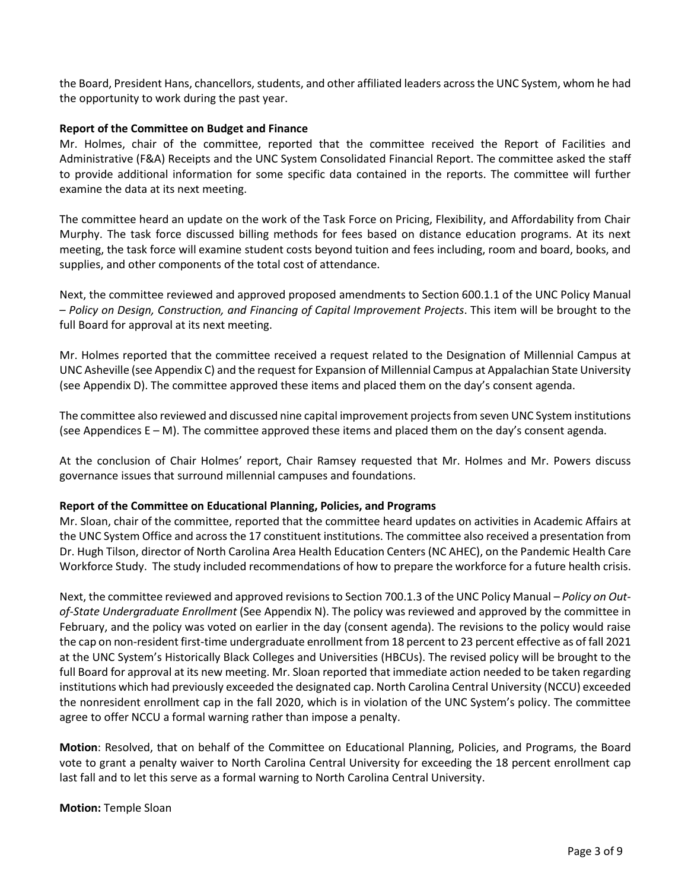the Board, President Hans, chancellors, students, and other affiliated leaders across the UNC System, whom he had the opportunity to work during the past year.

**Report of the Committee on Budget and Finance**

Mr. Holmes, chair of the committee, reported that the committee received the Report of Facilities and Administrative (F&A) Receipts and the UNC System Consolidated Financial Report. The committee asked the staff to provide additional information for some specific data contained in the reports. The committee will further examine the data at its next meeting.

The committee heard an update on the work of the Task Force on Pricing, Flexibility, and Affordability from Chair Murphy. The task force discussed billing methods for fees based on distance education programs. At its next meeting, the task force will examine student costs beyond tuition and fees including, room and board, books, and supplies, and other components of the total cost of attendance.

Next, the committee reviewed and approved proposed amendments to Section 600.1.1 of the UNC Policy Manual – *Policy on Design, Construction, and Financing of Capital Improvement Projects*. This item will be brought to the full Board for approval at its next meeting.

Mr. Holmes reported that the committee received a request related to the Designation of Millennial Campus at UNC Asheville (see Appendix C) and the request for Expansion of Millennial Campus at Appalachian State University (see Appendix D). The committee approved these items and placed them on the day's consent agenda.

The committee also reviewed and discussed nine capital improvement projects from seven UNC System institutions (see Appendices E – M). The committee approved these items and placed them on the day's consent agenda.

At the conclusion of Chair Holmes' report, Chair Ramsey requested that Mr. Holmes and Mr. Powers discuss governance issues that surround millennial campuses and foundations.

**Report of the Committee on Educational Planning, Policies, and Programs**

Mr. Sloan, chair of the committee, reported that the committee heard updates on activities in Academic Affairs at the UNC System Office and across the 17 constituent institutions. The committee also received a presentation from Dr. Hugh Tilson, director of North Carolina Area Health Education Centers (NC AHEC), on the Pandemic Health Care Workforce Study. The study included recommendations of how to prepare the workforce for a future health crisis.

Next, the committee reviewed and approved revisions to Section 700.1.3 of the UNC Policy Manual – *Policy on Out-of-State Undergraduate Enrollment* (See Appendix N). The policy was reviewed and approved by the committee in February, and the policy was voted on earlier in the day (consent agenda). The revisions to the policy would raise the cap on non-resident first-time undergraduate enrollment from 18 percent to 23 percent effective as of fall 2021 at the UNC System's Historically Black Colleges and Universities (HBCUs). The revised policy will be brought to the full Board for approval at its new meeting. Mr. Sloan reported that immediate action needed to be taken regarding institutions which had previously exceeded the designated cap. North Carolina Central University (NCCU) exceeded the nonresident enrollment cap in the fall 2020, which is in violation of the UNC System's policy. The committee agree to offer NCCU a formal warning rather than impose a penalty.

**Motion**: Resolved, that on behalf of the Committee on Educational Planning, Policies, and Programs, the Board vote to grant a penalty waiver to North Carolina Central University for exceeding the 18 percent enrollment cap last fall and to let this serve as a formal warning to North Carolina Central University.

**Motion:** Temple Sloan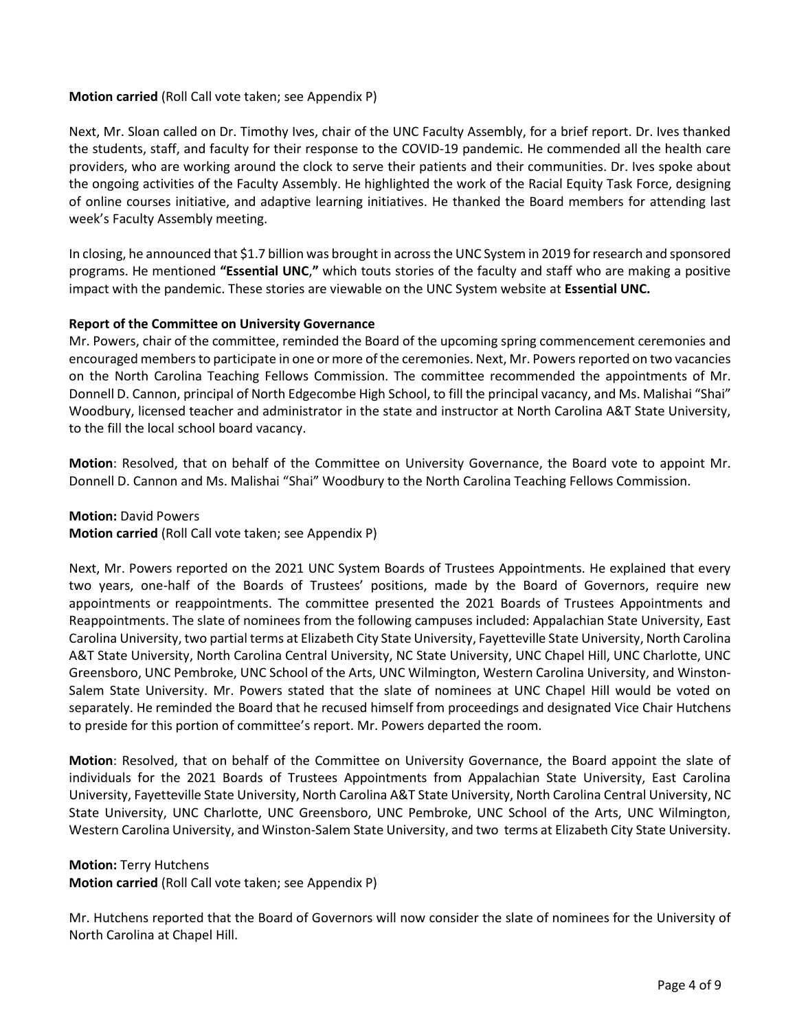**Motion carried** (Roll Call vote taken; see Appendix P)

Next, Mr. Sloan called on Dr. Timothy Ives, chair of the UNC Faculty Assembly, for a brief report. Dr. Ives thanked the students, staff, and faculty for their response to the COVID-19 pandemic. He commended all the health care providers, who are working around the clock to serve their patients and their communities. Dr. Ives spoke about the ongoing activities of the Faculty Assembly. He highlighted the work of the Racial Equity Task Force, designing of online courses initiative, and adaptive learning initiatives. He thanked the Board members for attending last week's Faculty Assembly meeting.

In closing, he announced that $1.7 billion was brought in across the UNC System in 2019 for research and sponsored programs. He mentioned **"Essential UNC,"** which touts stories of the faculty and staff who are making a positive impact with the pandemic. These stories are viewable on the UNC System website at **Essential UNC.**

**Report of the Committee on University Governance**

Mr. Powers, chair of the committee, reminded the Board of the upcoming spring commencement ceremonies and encouraged members to participate in one or more of the ceremonies. Next, Mr. Powers reported on two vacancies on the North Carolina Teaching Fellows Commission. The committee recommended the appointments of Mr. Donnell D. Cannon, principal of North Edgecombe High School, to fill the principal vacancy, and Ms. Malishai "Shai" Woodbury, licensed teacher and administrator in the state and instructor at North Carolina A&T State University, to the fill the local school board vacancy.

**Motion**: Resolved, that on behalf of the Committee on University Governance, the Board vote to appoint Mr. Donnell D. Cannon and Ms. Malishai "Shai" Woodbury to the North Carolina Teaching Fellows Commission.

**Motion:** David Powers
**Motion carried** (Roll Call vote taken; see Appendix P)

Next, Mr. Powers reported on the 2021 UNC System Boards of Trustees Appointments. He explained that every two years, one-half of the Boards of Trustees' positions, made by the Board of Governors, require new appointments or reappointments. The committee presented the 2021 Boards of Trustees Appointments and Reappointments. The slate of nominees from the following campuses included: Appalachian State University, East Carolina University, two partial terms at Elizabeth City State University, Fayetteville State University, North Carolina A&T State University, North Carolina Central University, NC State University, UNC Chapel Hill, UNC Charlotte, UNC Greensboro, UNC Pembroke, UNC School of the Arts, UNC Wilmington, Western Carolina University, and Winston-Salem State University. Mr. Powers stated that the slate of nominees at UNC Chapel Hill would be voted on separately. He reminded the Board that he recused himself from proceedings and designated Vice Chair Hutchens to preside for this portion of committee's report. Mr. Powers departed the room.

**Motion**: Resolved, that on behalf of the Committee on University Governance, the Board appoint the slate of individuals for the 2021 Boards of Trustees Appointments from Appalachian State University, East Carolina University, Fayetteville State University, North Carolina A&T State University, North Carolina Central University, NC State University, UNC Charlotte, UNC Greensboro, UNC Pembroke, UNC School of the Arts, UNC Wilmington, Western Carolina University, and Winston-Salem State University, and two terms at Elizabeth City State University.

**Motion:** Terry Hutchens
**Motion carried** (Roll Call vote taken; see Appendix P)

Mr. Hutchens reported that the Board of Governors will now consider the slate of nominees for the University of North Carolina at Chapel Hill.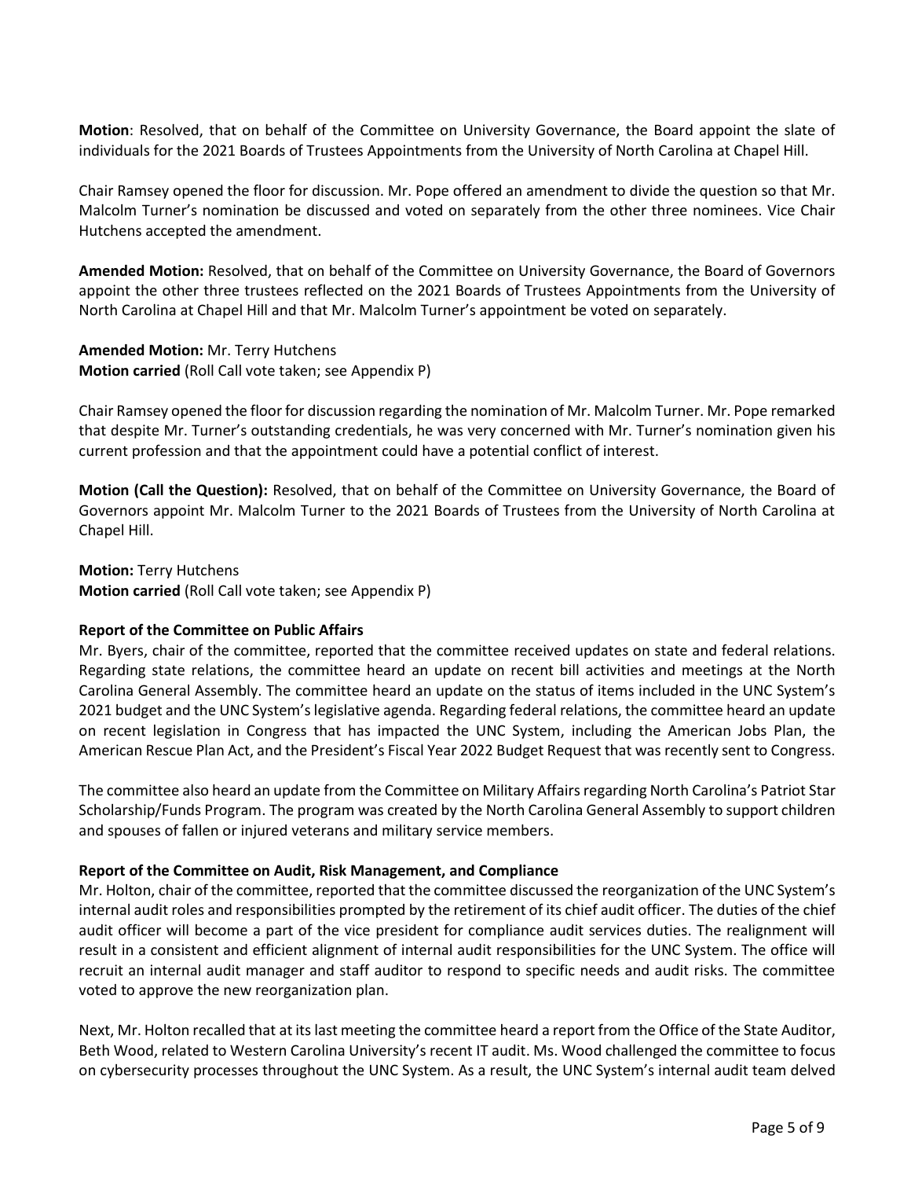**Motion**: Resolved, that on behalf of the Committee on University Governance, the Board appoint the slate of individuals for the 2021 Boards of Trustees Appointments from the University of North Carolina at Chapel Hill.

Chair Ramsey opened the floor for discussion. Mr. Pope offered an amendment to divide the question so that Mr. Malcolm Turner's nomination be discussed and voted on separately from the other three nominees. Vice Chair Hutchens accepted the amendment.

**Amended Motion:** Resolved, that on behalf of the Committee on University Governance, the Board of Governors appoint the other three trustees reflected on the 2021 Boards of Trustees Appointments from the University of North Carolina at Chapel Hill and that Mr. Malcolm Turner's appointment be voted on separately.

**Amended Motion:** Mr. Terry Hutchens
**Motion carried** (Roll Call vote taken; see Appendix P)

Chair Ramsey opened the floor for discussion regarding the nomination of Mr. Malcolm Turner. Mr. Pope remarked that despite Mr. Turner's outstanding credentials, he was very concerned with Mr. Turner's nomination given his current profession and that the appointment could have a potential conflict of interest.

**Motion (Call the Question):** Resolved, that on behalf of the Committee on University Governance, the Board of Governors appoint Mr. Malcolm Turner to the 2021 Boards of Trustees from the University of North Carolina at Chapel Hill.

**Motion:** Terry Hutchens
**Motion carried** (Roll Call vote taken; see Appendix P)

**Report of the Committee on Public Affairs**

Mr. Byers, chair of the committee, reported that the committee received updates on state and federal relations. Regarding state relations, the committee heard an update on recent bill activities and meetings at the North Carolina General Assembly. The committee heard an update on the status of items included in the UNC System's 2021 budget and the UNC System's legislative agenda. Regarding federal relations, the committee heard an update on recent legislation in Congress that has impacted the UNC System, including the American Jobs Plan, the American Rescue Plan Act, and the President's Fiscal Year 2022 Budget Request that was recently sent to Congress.

The committee also heard an update from the Committee on Military Affairs regarding North Carolina's Patriot Star Scholarship/Funds Program. The program was created by the North Carolina General Assembly to support children and spouses of fallen or injured veterans and military service members.

**Report of the Committee on Audit, Risk Management, and Compliance**

Mr. Holton, chair of the committee, reported that the committee discussed the reorganization of the UNC System's internal audit roles and responsibilities prompted by the retirement of its chief audit officer. The duties of the chief audit officer will become a part of the vice president for compliance audit services duties. The realignment will result in a consistent and efficient alignment of internal audit responsibilities for the UNC System. The office will recruit an internal audit manager and staff auditor to respond to specific needs and audit risks. The committee voted to approve the new reorganization plan.

Next, Mr. Holton recalled that at its last meeting the committee heard a report from the Office of the State Auditor, Beth Wood, related to Western Carolina University's recent IT audit. Ms. Wood challenged the committee to focus on cybersecurity processes throughout the UNC System. As a result, the UNC System's internal audit team delved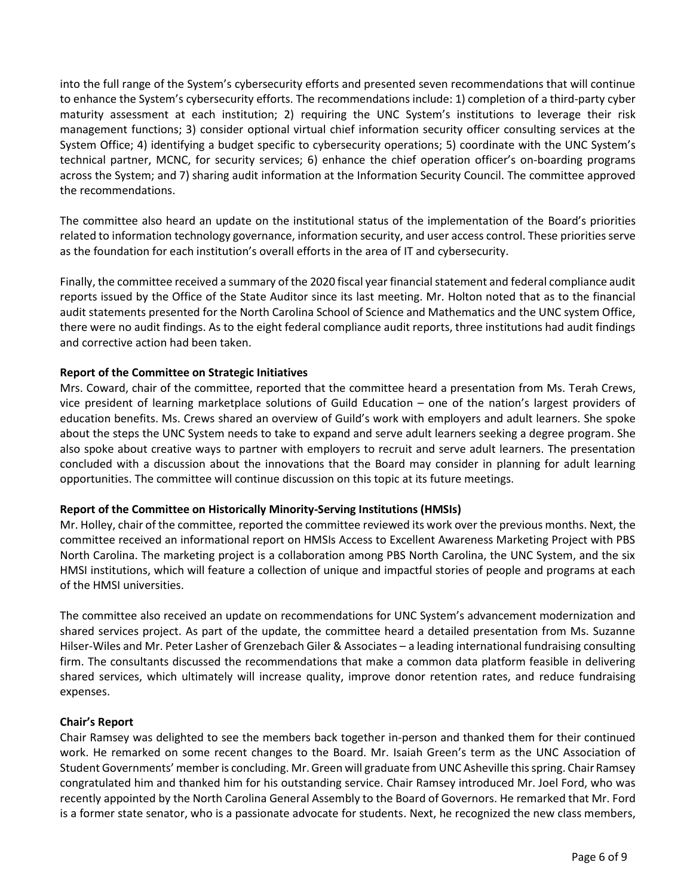into the full range of the System's cybersecurity efforts and presented seven recommendations that will continue to enhance the System's cybersecurity efforts. The recommendations include: 1) completion of a third-party cyber maturity assessment at each institution; 2) requiring the UNC System's institutions to leverage their risk management functions; 3) consider optional virtual chief information security officer consulting services at the System Office; 4) identifying a budget specific to cybersecurity operations; 5) coordinate with the UNC System's technical partner, MCNC, for security services; 6) enhance the chief operation officer's on-boarding programs across the System; and 7) sharing audit information at the Information Security Council. The committee approved the recommendations.

The committee also heard an update on the institutional status of the implementation of the Board's priorities related to information technology governance, information security, and user access control. These priorities serve as the foundation for each institution's overall efforts in the area of IT and cybersecurity.

Finally, the committee received a summary of the 2020 fiscal year financial statement and federal compliance audit reports issued by the Office of the State Auditor since its last meeting. Mr. Holton noted that as to the financial audit statements presented for the North Carolina School of Science and Mathematics and the UNC system Office, there were no audit findings. As to the eight federal compliance audit reports, three institutions had audit findings and corrective action had been taken.

**Report of the Committee on Strategic Initiatives**

Mrs. Coward, chair of the committee, reported that the committee heard a presentation from Ms. Terah Crews, vice president of learning marketplace solutions of Guild Education – one of the nation's largest providers of education benefits. Ms. Crews shared an overview of Guild's work with employers and adult learners. She spoke about the steps the UNC System needs to take to expand and serve adult learners seeking a degree program. She also spoke about creative ways to partner with employers to recruit and serve adult learners. The presentation concluded with a discussion about the innovations that the Board may consider in planning for adult learning opportunities. The committee will continue discussion on this topic at its future meetings.

**Report of the Committee on Historically Minority-Serving Institutions (HMSIs)**

Mr. Holley, chair of the committee, reported the committee reviewed its work over the previous months. Next, the committee received an informational report on HMSIs Access to Excellent Awareness Marketing Project with PBS North Carolina. The marketing project is a collaboration among PBS North Carolina, the UNC System, and the six HMSI institutions, which will feature a collection of unique and impactful stories of people and programs at each of the HMSI universities.

The committee also received an update on recommendations for UNC System's advancement modernization and shared services project. As part of the update, the committee heard a detailed presentation from Ms. Suzanne Hilser-Wiles and Mr. Peter Lasher of Grenzebach Giler & Associates – a leading international fundraising consulting firm. The consultants discussed the recommendations that make a common data platform feasible in delivering shared services, which ultimately will increase quality, improve donor retention rates, and reduce fundraising expenses.

**Chair's Report**

Chair Ramsey was delighted to see the members back together in-person and thanked them for their continued work. He remarked on some recent changes to the Board. Mr. Isaiah Green's term as the UNC Association of Student Governments' member is concluding. Mr. Green will graduate from UNC Asheville this spring. Chair Ramsey congratulated him and thanked him for his outstanding service. Chair Ramsey introduced Mr. Joel Ford, who was recently appointed by the North Carolina General Assembly to the Board of Governors. He remarked that Mr. Ford is a former state senator, who is a passionate advocate for students. Next, he recognized the new class members,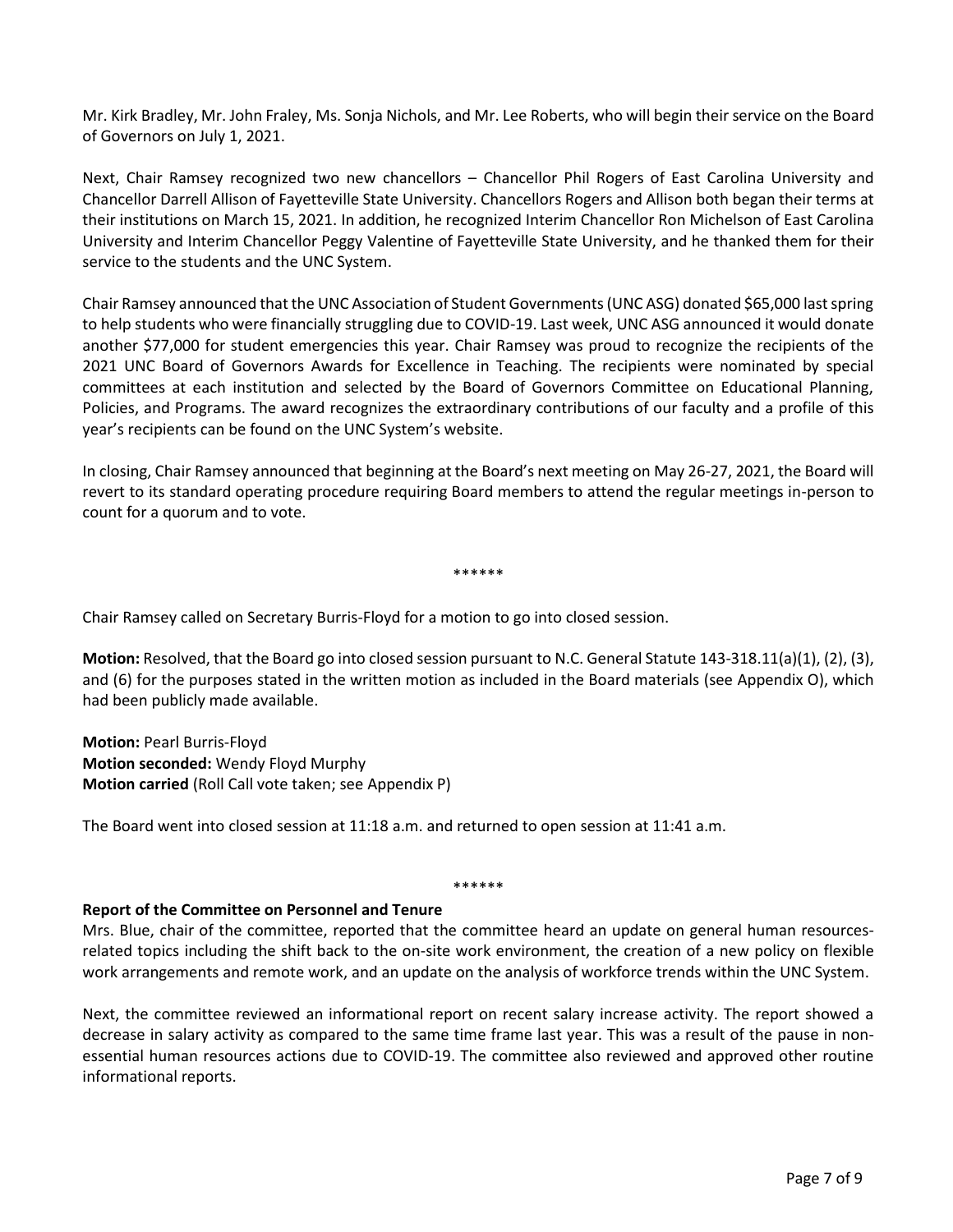Mr. Kirk Bradley, Mr. John Fraley, Ms. Sonja Nichols, and Mr. Lee Roberts, who will begin their service on the Board of Governors on July 1, 2021.

Next, Chair Ramsey recognized two new chancellors – Chancellor Phil Rogers of East Carolina University and Chancellor Darrell Allison of Fayetteville State University. Chancellors Rogers and Allison both began their terms at their institutions on March 15, 2021. In addition, he recognized Interim Chancellor Ron Michelson of East Carolina University and Interim Chancellor Peggy Valentine of Fayetteville State University, and he thanked them for their service to the students and the UNC System.

Chair Ramsey announced that the UNC Association of Student Governments (UNC ASG) donated $65,000 last spring to help students who were financially struggling due to COVID-19. Last week, UNC ASG announced it would donate another $77,000 for student emergencies this year. Chair Ramsey was proud to recognize the recipients of the 2021 UNC Board of Governors Awards for Excellence in Teaching. The recipients were nominated by special committees at each institution and selected by the Board of Governors Committee on Educational Planning, Policies, and Programs. The award recognizes the extraordinary contributions of our faculty and a profile of this year's recipients can be found on the UNC System's website.

In closing, Chair Ramsey announced that beginning at the Board's next meeting on May 26-27, 2021, the Board will revert to its standard operating procedure requiring Board members to attend the regular meetings in-person to count for a quorum and to vote.

******

Chair Ramsey called on Secretary Burris-Floyd for a motion to go into closed session.

**Motion:** Resolved, that the Board go into closed session pursuant to N.C. General Statute 143-318.11(a)(1), (2), (3), and (6) for the purposes stated in the written motion as included in the Board materials (see Appendix O), which had been publicly made available.

**Motion:** Pearl Burris-Floyd
**Motion seconded:** Wendy Floyd Murphy
**Motion carried** (Roll Call vote taken; see Appendix P)

The Board went into closed session at 11:18 a.m. and returned to open session at 11:41 a.m.

******

**Report of the Committee on Personnel and Tenure**

Mrs. Blue, chair of the committee, reported that the committee heard an update on general human resources-related topics including the shift back to the on-site work environment, the creation of a new policy on flexible work arrangements and remote work, and an update on the analysis of workforce trends within the UNC System.

Next, the committee reviewed an informational report on recent salary increase activity. The report showed a decrease in salary activity as compared to the same time frame last year. This was a result of the pause in non-essential human resources actions due to COVID-19. The committee also reviewed and approved other routine informational reports.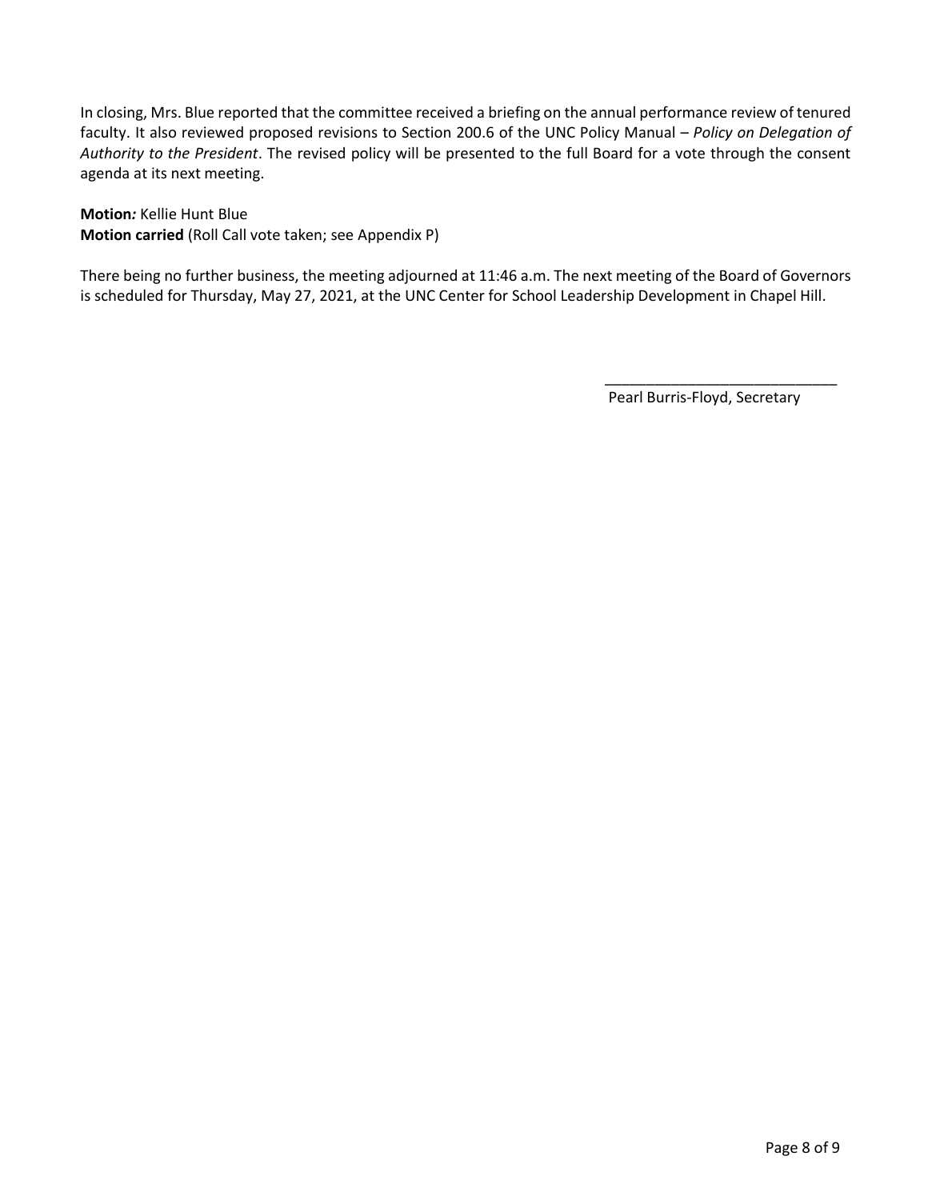In closing, Mrs. Blue reported that the committee received a briefing on the annual performance review of tenured faculty. It also reviewed proposed revisions to Section 200.6 of the UNC Policy Manual – *Policy on Delegation of Authority to the President*. The revised policy will be presented to the full Board for a vote through the consent agenda at its next meeting.

**Motion***:* Kellie Hunt Blue
**Motion carried** (Roll Call vote taken; see Appendix P)

There being no further business, the meeting adjourned at 11:46 a.m. The next meeting of the Board of Governors is scheduled for Thursday, May 27, 2021, at the UNC Center for School Leadership Development in Chapel Hill.

\_\_\_\_\_\_\_\_\_\_\_\_\_\_\_\_\_\_\_\_\_\_\_\_\_\_\_\_\_\_
Pearl Burris-Floyd, Secretary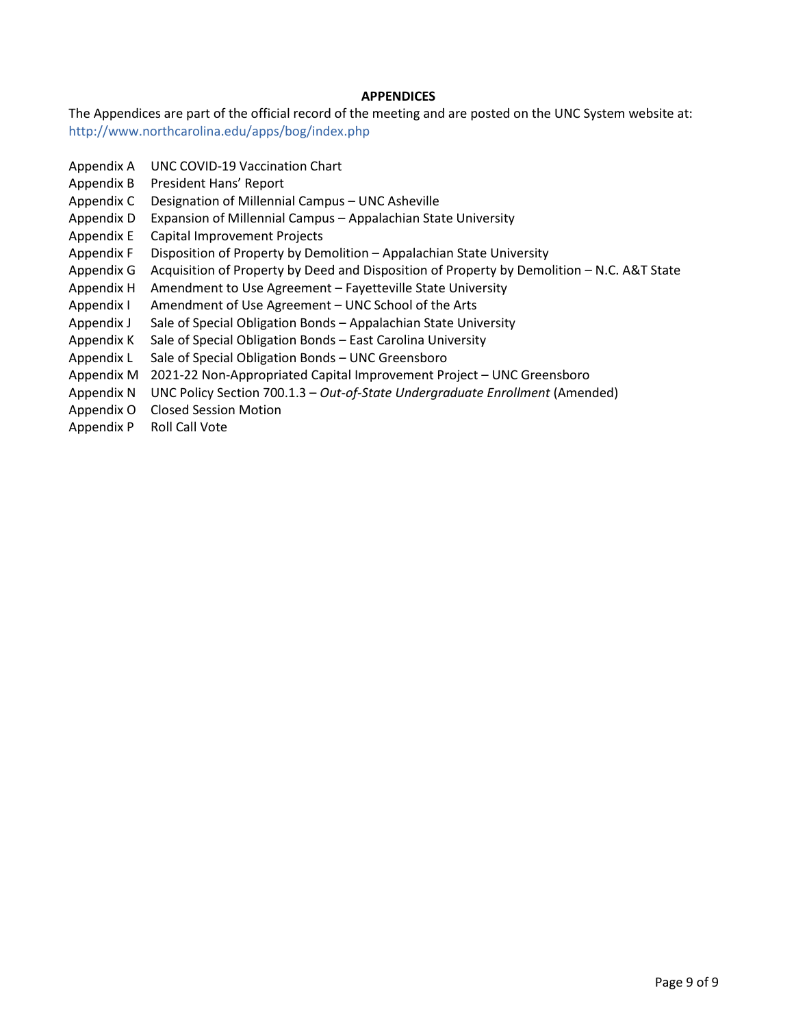**APPENDICES**

The Appendices are part of the official record of the meeting and are posted on the UNC System website at: http://www.northcarolina.edu/apps/bog/index.php

Appendix A UNC COVID-19 Vaccination Chart
Appendix B President Hans' Report
Appendix C Designation of Millennial Campus – UNC Asheville
Appendix D Expansion of Millennial Campus – Appalachian State University
Appendix E Capital Improvement Projects
Appendix F Disposition of Property by Demolition – Appalachian State University
Appendix G Acquisition of Property by Deed and Disposition of Property by Demolition – N.C. A&T State
Appendix H Amendment to Use Agreement – Fayetteville State University
Appendix I Amendment of Use Agreement – UNC School of the Arts
Appendix J Sale of Special Obligation Bonds – Appalachian State University
Appendix K Sale of Special Obligation Bonds – East Carolina University
Appendix L Sale of Special Obligation Bonds – UNC Greensboro
Appendix M 2021-22 Non-Appropriated Capital Improvement Project – UNC Greensboro
Appendix N UNC Policy Section 700.1.3 – *Out-of-State Undergraduate Enrollment* (Amended)
Appendix O Closed Session Motion
Appendix P Roll Call Vote